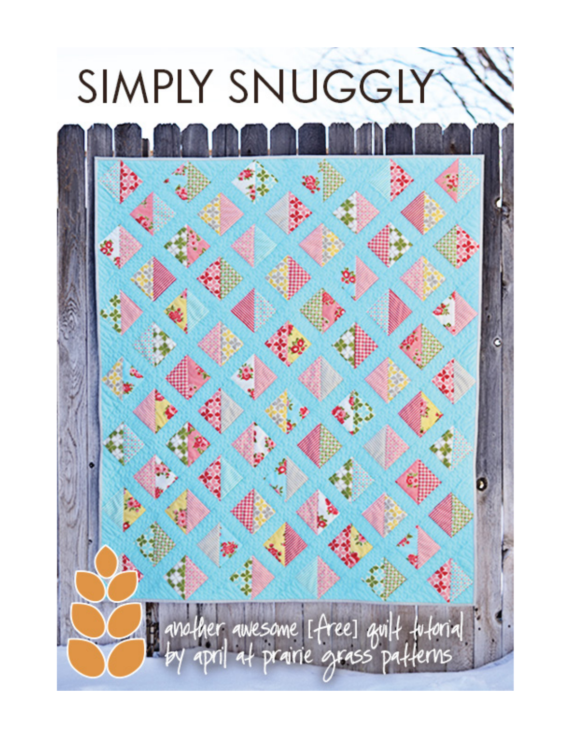# SIMPLY SNUGGLY

another awesome [free] quilt tutorial
by april at prairie grass patterns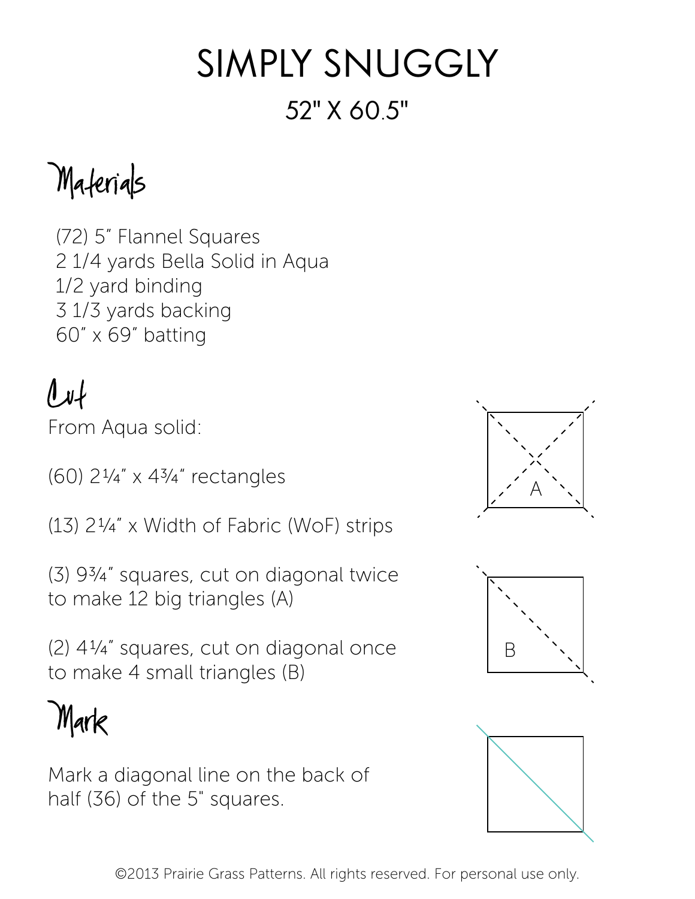# SIMPLY SNUGGLY

## 52" X 60.5"

## Materials

- (72) 5" Flannel Squares
- 2 1/4 yards Bella Solid in Aqua
- 1/2 yard binding
- 3 1/3 yards backing
- 60" x 69" batting

## Cut

From Aqua solid:

(60) 2¼" x 4¾" rectangles

(13) 2¼" x Width of Fabric (WoF) strips

(3) 9¾" squares, cut on diagonal twice to make 12 big triangles (A)

(2) 4¼" squares, cut on diagonal once to make 4 small triangles (B)

A

B

## Mark

Mark a diagonal line on the back of half (36) of the 5" squares.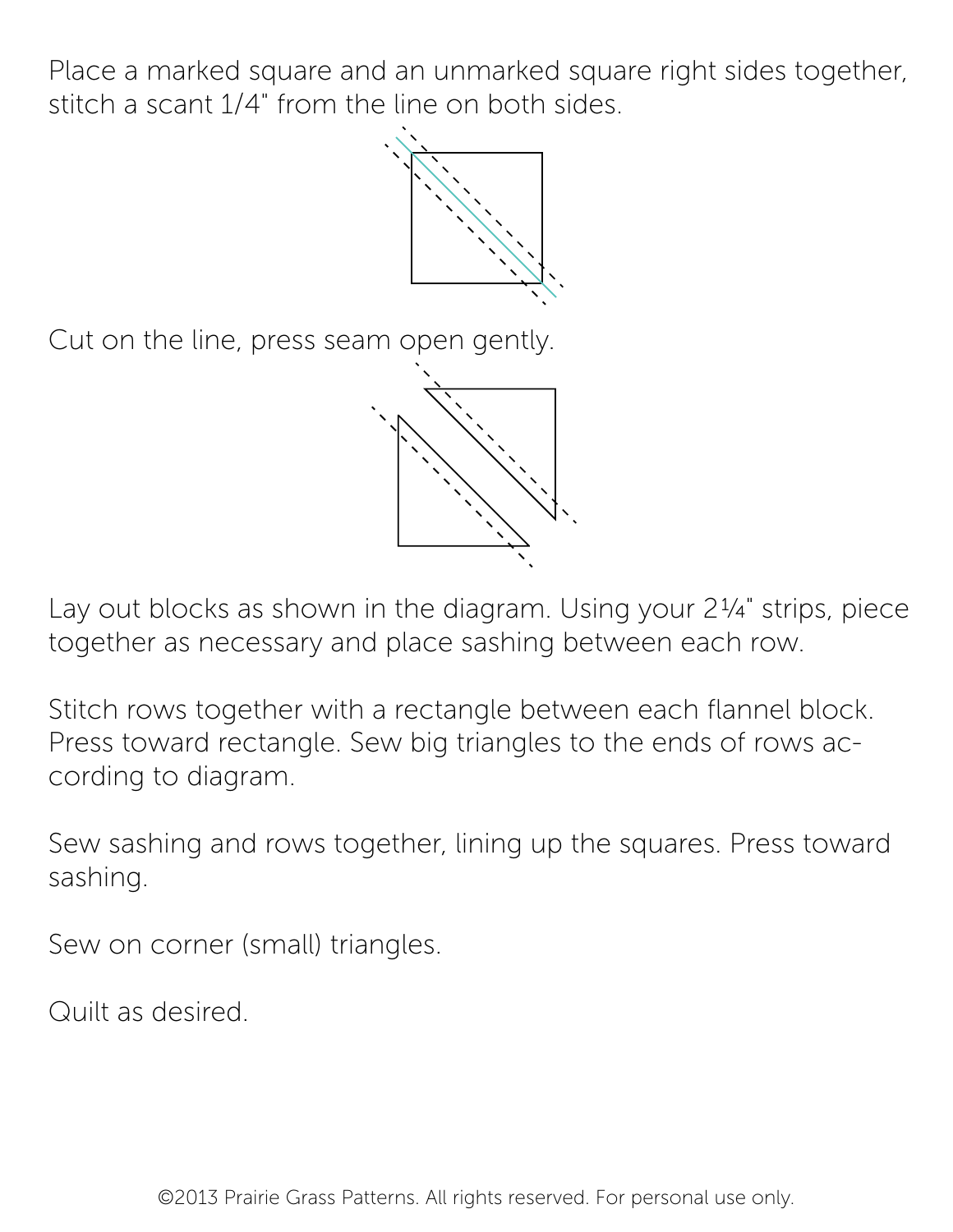Place a marked square and an unmarked square right sides together, stitch a scant 1/4" from the line on both sides.

Cut on the line, press seam open gently.

Lay out blocks as shown in the diagram. Using your 2¼" strips, piece together as necessary and place sashing between each row.

Stitch rows together with a rectangle between each flannel block. Press toward rectangle. Sew big triangles to the ends of rows according to diagram.

Sew sashing and rows together, lining up the squares. Press toward sashing.

Sew on corner (small) triangles.

Quilt as desired.

©2013 Prairie Grass Patterns. All rights reserved. For personal use only.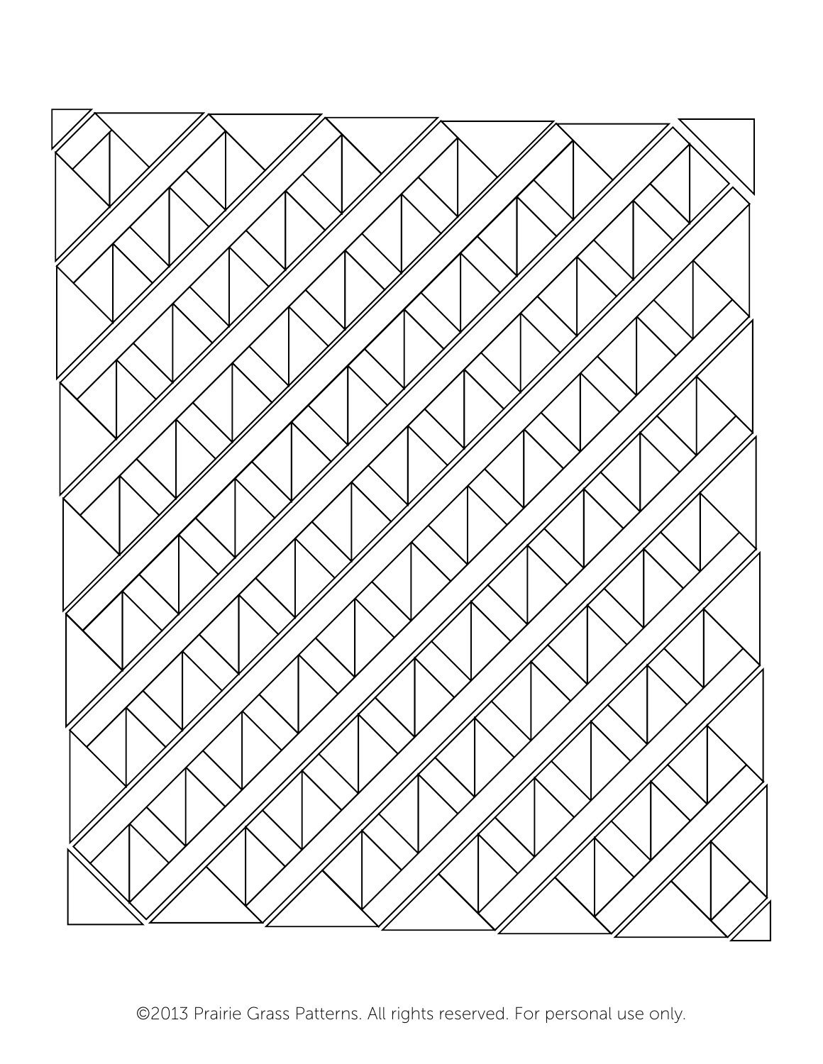©2013 Prairie Grass Patterns. All rights reserved. For personal use only.